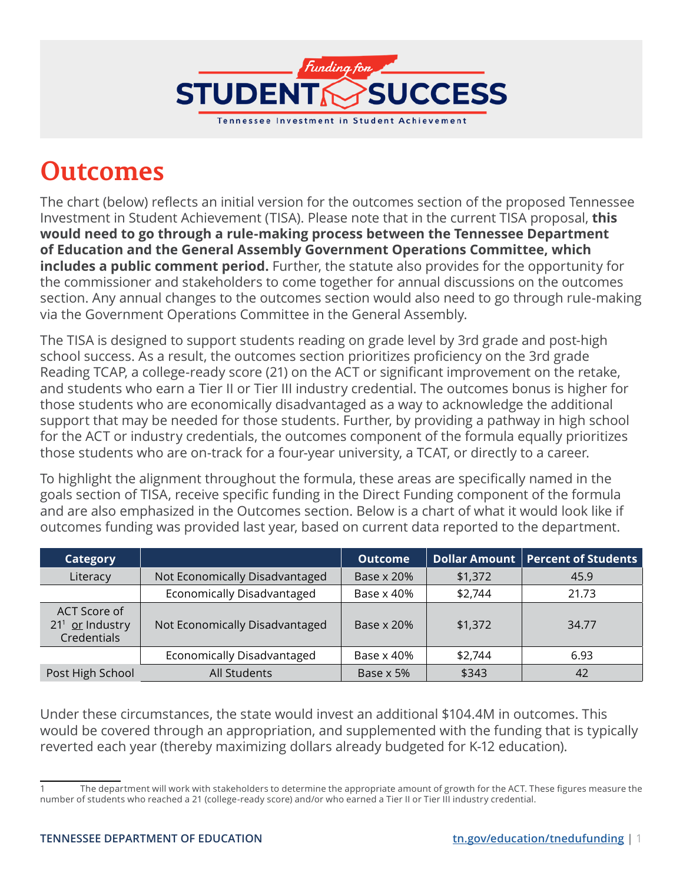Funding for STUDENT SUCCESS

Tennessee Investment in Student Achievement

# Outcomes

The chart (below) reflects an initial version for the outcomes section of the proposed Tennessee Investment in Student Achievement (TISA). Please note that in the current TISA proposal, **this would need to go through a rule-making process between the Tennessee Department of Education and the General Assembly Government Operations Committee, which includes a public comment period.** Further, the statute also provides for the opportunity for the commissioner and stakeholders to come together for annual discussions on the outcomes section. Any annual changes to the outcomes section would also need to go through rule-making via the Government Operations Committee in the General Assembly.

The TISA is designed to support students reading on grade level by 3rd grade and post-high school success. As a result, the outcomes section prioritizes proficiency on the 3rd grade Reading TCAP, a college-ready score (21) on the ACT or significant improvement on the retake, and students who earn a Tier II or Tier III industry credential. The outcomes bonus is higher for those students who are economically disadvantaged as a way to acknowledge the additional support that may be needed for those students. Further, by providing a pathway in high school for the ACT or industry credentials, the outcomes component of the formula equally prioritizes those students who are on-track for a four-year university, a TCAT, or directly to a career.

To highlight the alignment throughout the formula, these areas are specifically named in the goals section of TISA, receive specific funding in the Direct Funding component of the formula and are also emphasized in the Outcomes section. Below is a chart of what it would look like if outcomes funding was provided last year, based on current data reported to the department.

| Category | | Outcome | Dollar Amount | Percent of Students |
|---|---|---|---|---|
| Literacy | Not Economically Disadvantaged | Base x 20% | $1,372 | 45.9 |
| | Economically Disadvantaged | Base x 40% | $2,744 | 21.73 |
| ACT Score of 21[1] or Industry Credentials | Not Economically Disadvantaged | Base x 20% | $1,372 | 34.77 |
| | Economically Disadvantaged | Base x 40% | $2,744 | 6.93 |
| Post High School | All Students | Base x 5% | $343 | 42 |

Under these circumstances, the state would invest an additional $104.4M in outcomes. This would be covered through an appropriation, and supplemented with the funding that is typically reverted each year (thereby maximizing dollars already budgeted for K-12 education).

[1] The department will work with stakeholders to determine the appropriate amount of growth for the ACT. These figures measure the number of students who reached a 21 (college-ready score) and/or who earned a Tier II or Tier III industry credential.

TENNESSEE DEPARTMENT OF EDUCATION tn.gov/education/tnedufunding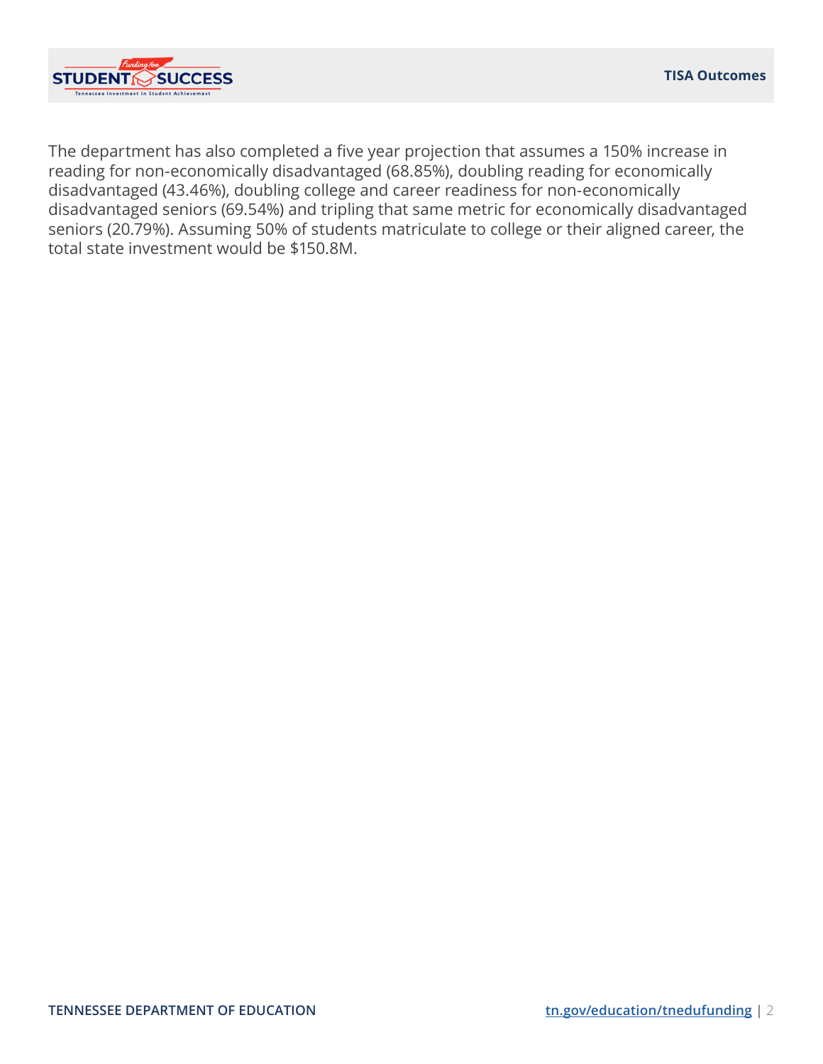The department has also completed a five year projection that assumes a 150% increase in reading for non-economically disadvantaged (68.85%), doubling reading for economically disadvantaged (43.46%), doubling college and career readiness for non-economically disadvantaged seniors (69.54%) and tripling that same metric for economically disadvantaged seniors (20.79%). Assuming 50% of students matriculate to college or their aligned career, the total state investment would be $150.8M.